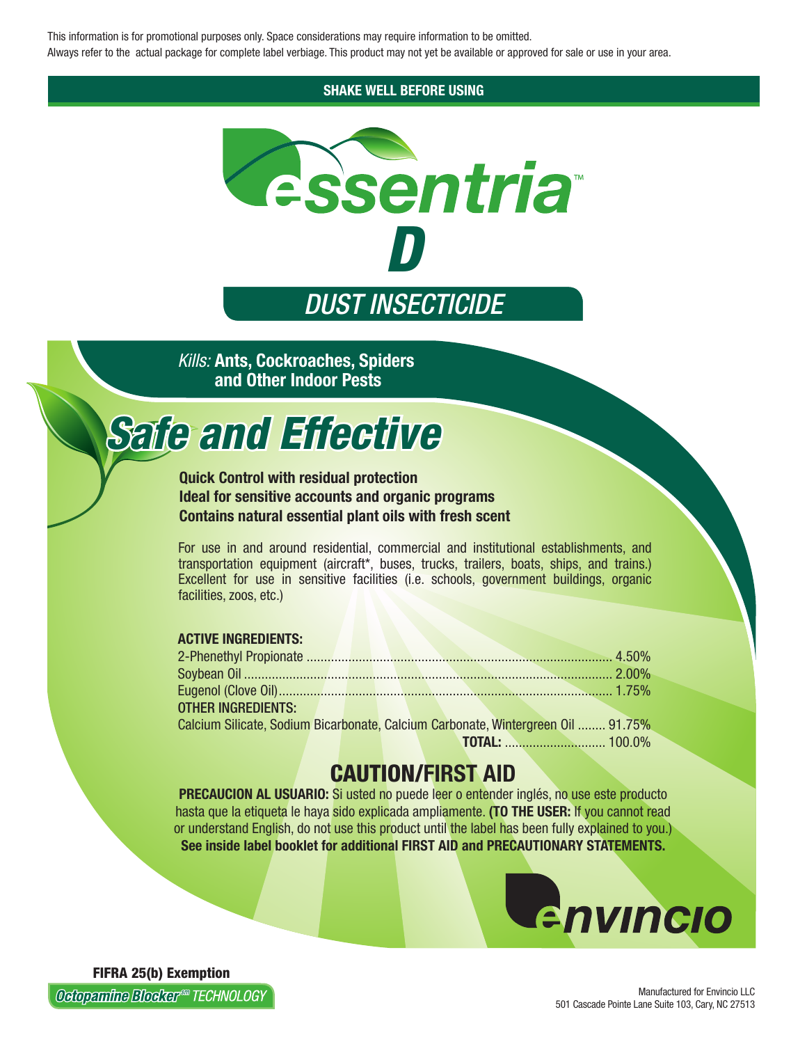This information is for promotional purposes only. Space considerations may require information to be omitted.
Always refer to the actual package for complete label verbiage. This product may not yet be available or approved for sale or use in your area.

**SHAKE WELL BEFORE USING**

# essentria™ D

## DUST INSECTICIDE

*Kills:* **Ants, Cockroaches, Spiders and Other Indoor Pests**

## *Safe and Effective*

**Quick Control with residual protection**
**Ideal for sensitive accounts and organic programs**
**Contains natural essential plant oils with fresh scent**

For use in and around residential, commercial and institutional establishments, and transportation equipment (aircraft*, buses, trucks, trailers, boats, ships, and trains.) Excellent for use in sensitive facilities (i.e. schools, government buildings, organic facilities, zoos, etc.)

**ACTIVE INGREDIENTS:**

2-Phenethyl Propionate ........................................ 4.50%
Soybean Oil ........................................ 2.00%
Eugenol (Clove Oil) ........................................ 1.75%

**OTHER INGREDIENTS:**

Calcium Silicate, Sodium Bicarbonate, Calcium Carbonate, Wintergreen Oil ........ 91.75%
**TOTAL:** ............................ 100.0%

## CAUTION/FIRST AID

**PRECAUCION AL USUARIO:** Si usted no puede leer o entender inglés, no use este producto hasta que la etiqueta le haya sido explicada ampliamente. **(TO THE USER:** If you cannot read or understand English, do not use this product until the label has been fully explained to you.)
**See inside label booklet for additional FIRST AID and PRECAUTIONARY STATEMENTS.**

envincio

**FIFRA 25(b) Exemption**
*Octopamine Blocker℠ TECHNOLOGY*

Manufactured for Envincio LLC
501 Cascade Pointe Lane Suite 103, Cary, NC 27513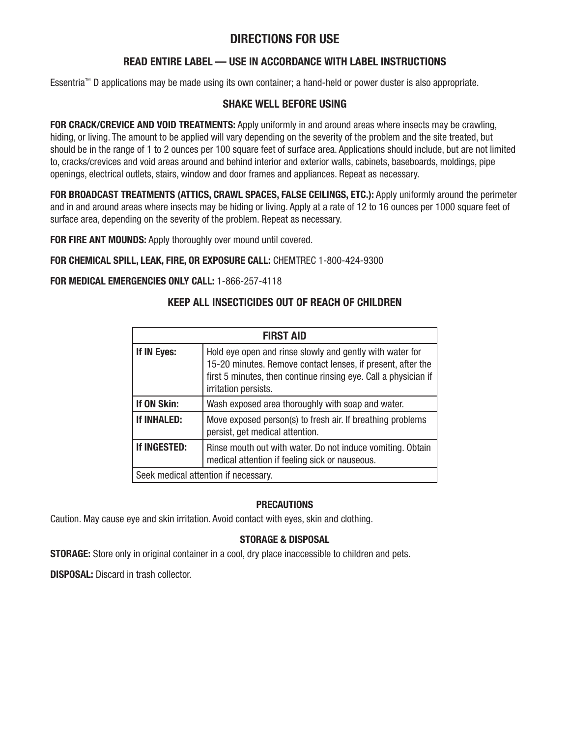# DIRECTIONS FOR USE

## READ ENTIRE LABEL — USE IN ACCORDANCE WITH LABEL INSTRUCTIONS

Essentria™ D applications may be made using its own container; a hand-held or power duster is also appropriate.

## SHAKE WELL BEFORE USING

**FOR CRACK/CREVICE AND VOID TREATMENTS:** Apply uniformly in and around areas where insects may be crawling, hiding, or living. The amount to be applied will vary depending on the severity of the problem and the site treated, but should be in the range of 1 to 2 ounces per 100 square feet of surface area. Applications should include, but are not limited to, cracks/crevices and void areas around and behind interior and exterior walls, cabinets, baseboards, moldings, pipe openings, electrical outlets, stairs, window and door frames and appliances. Repeat as necessary.

**FOR BROADCAST TREATMENTS (ATTICS, CRAWL SPACES, FALSE CEILINGS, ETC.):** Apply uniformly around the perimeter and in and around areas where insects may be hiding or living. Apply at a rate of 12 to 16 ounces per 1000 square feet of surface area, depending on the severity of the problem. Repeat as necessary.

**FOR FIRE ANT MOUNDS:** Apply thoroughly over mound until covered.

**FOR CHEMICAL SPILL, LEAK, FIRE, OR EXPOSURE CALL:** CHEMTREC 1-800-424-9300

**FOR MEDICAL EMERGENCIES ONLY CALL:** 1-866-257-4118

## KEEP ALL INSECTICIDES OUT OF REACH OF CHILDREN

| FIRST AID | |
|---|---|
| **If IN Eyes:** | Hold eye open and rinse slowly and gently with water for 15-20 minutes. Remove contact lenses, if present, after the first 5 minutes, then continue rinsing eye. Call a physician if irritation persists. |
| **If ON Skin:** | Wash exposed area thoroughly with soap and water. |
| **If INHALED:** | Move exposed person(s) to fresh air. If breathing problems persist, get medical attention. |
| **If INGESTED:** | Rinse mouth out with water. Do not induce vomiting. Obtain medical attention if feeling sick or nauseous. |
| Seek medical attention if necessary. | |

### PRECAUTIONS

Caution. May cause eye and skin irritation. Avoid contact with eyes, skin and clothing.

### STORAGE & DISPOSAL

**STORAGE:** Store only in original container in a cool, dry place inaccessible to children and pets.

**DISPOSAL:** Discard in trash collector.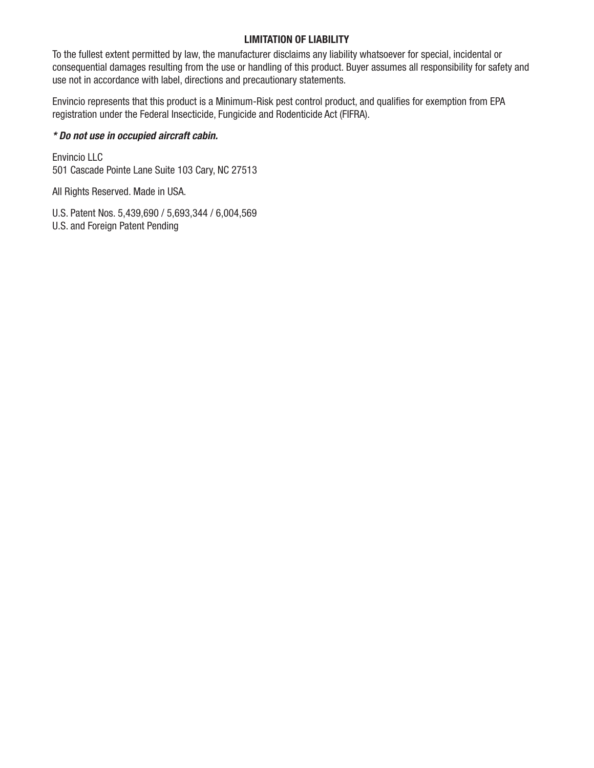## LIMITATION OF LIABILITY

To the fullest extent permitted by law, the manufacturer disclaims any liability whatsoever for special, incidental or consequential damages resulting from the use or handling of this product. Buyer assumes all responsibility for safety and use not in accordance with label, directions and precautionary statements.

Envincio represents that this product is a Minimum-Risk pest control product, and qualifies for exemption from EPA registration under the Federal Insecticide, Fungicide and Rodenticide Act (FIFRA).

***\* Do not use in occupied aircraft cabin.***

Envincio LLC
501 Cascade Pointe Lane Suite 103 Cary, NC 27513

All Rights Reserved. Made in USA.

U.S. Patent Nos. 5,439,690 / 5,693,344 / 6,004,569
U.S. and Foreign Patent Pending